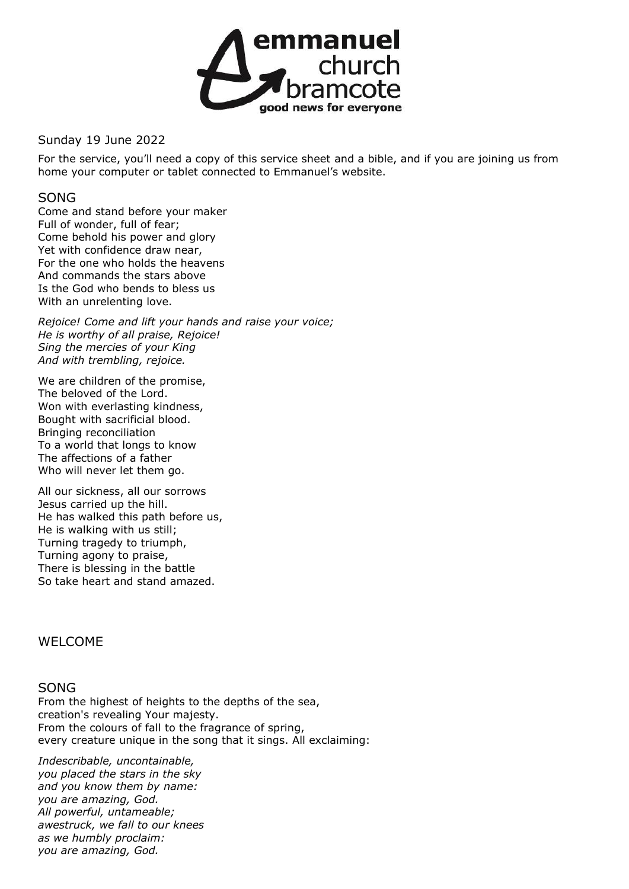emmanuel church bramcote
good news for everyone

Sunday 19 June 2022

For the service, you'll need a copy of this service sheet and a bible, and if you are joining us from home your computer or tablet connected to Emmanuel's website.

## SONG

Come and stand before your maker
Full of wonder, full of fear;
Come behold his power and glory
Yet with confidence draw near,
For the one who holds the heavens
And commands the stars above
Is the God who bends to bless us
With an unrelenting love.

*Rejoice! Come and lift your hands and raise your voice;*
*He is worthy of all praise, Rejoice!*
*Sing the mercies of your King*
*And with trembling, rejoice.*

We are children of the promise,
The beloved of the Lord.
Won with everlasting kindness,
Bought with sacrificial blood.
Bringing reconciliation
To a world that longs to know
The affections of a father
Who will never let them go.

All our sickness, all our sorrows
Jesus carried up the hill.
He has walked this path before us,
He is walking with us still;
Turning tragedy to triumph,
Turning agony to praise,
There is blessing in the battle
So take heart and stand amazed.

## WELCOME

## SONG

From the highest of heights to the depths of the sea,
creation's revealing Your majesty.
From the colours of fall to the fragrance of spring,
every creature unique in the song that it sings. All exclaiming:

*Indescribable, uncontainable,*
*you placed the stars in the sky*
*and you know them by name:*
*you are amazing, God.*
*All powerful, untameable;*
*awestruck, we fall to our knees*
*as we humbly proclaim:*
*you are amazing, God.*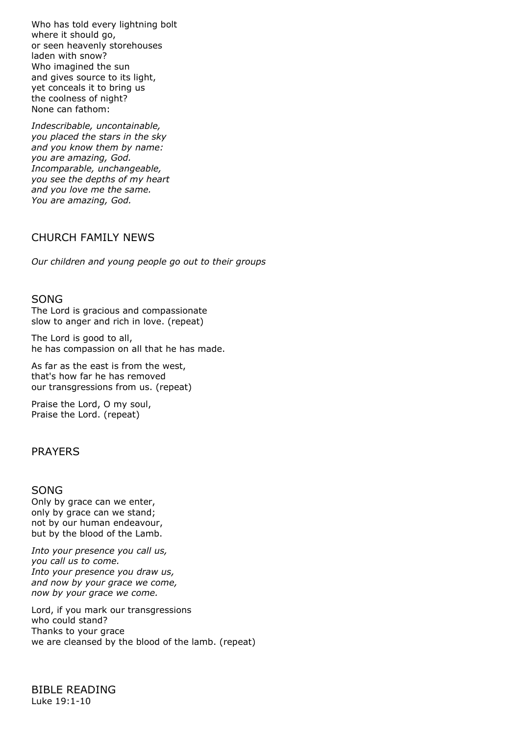Who has told every lightning bolt
where it should go,
or seen heavenly storehouses
laden with snow?
Who imagined the sun
and gives source to its light,
yet conceals it to bring us
the coolness of night?
None can fathom:

*Indescribable, uncontainable,*
*you placed the stars in the sky*
*and you know them by name:*
*you are amazing, God.*
*Incomparable, unchangeable,*
*you see the depths of my heart*
*and you love me the same.*
*You are amazing, God.*

## CHURCH FAMILY NEWS

*Our children and young people go out to their groups*

## SONG

The Lord is gracious and compassionate
slow to anger and rich in love. (repeat)

The Lord is good to all,
he has compassion on all that he has made.

As far as the east is from the west,
that's how far he has removed
our transgressions from us. (repeat)

Praise the Lord, O my soul,
Praise the Lord. (repeat)

## PRAYERS

## SONG

Only by grace can we enter,
only by grace can we stand;
not by our human endeavour,
but by the blood of the Lamb.

*Into your presence you call us,*
*you call us to come.*
*Into your presence you draw us,*
*and now by your grace we come,*
*now by your grace we come.*

Lord, if you mark our transgressions
who could stand?
Thanks to your grace
we are cleansed by the blood of the lamb. (repeat)

## BIBLE READING

Luke 19:1-10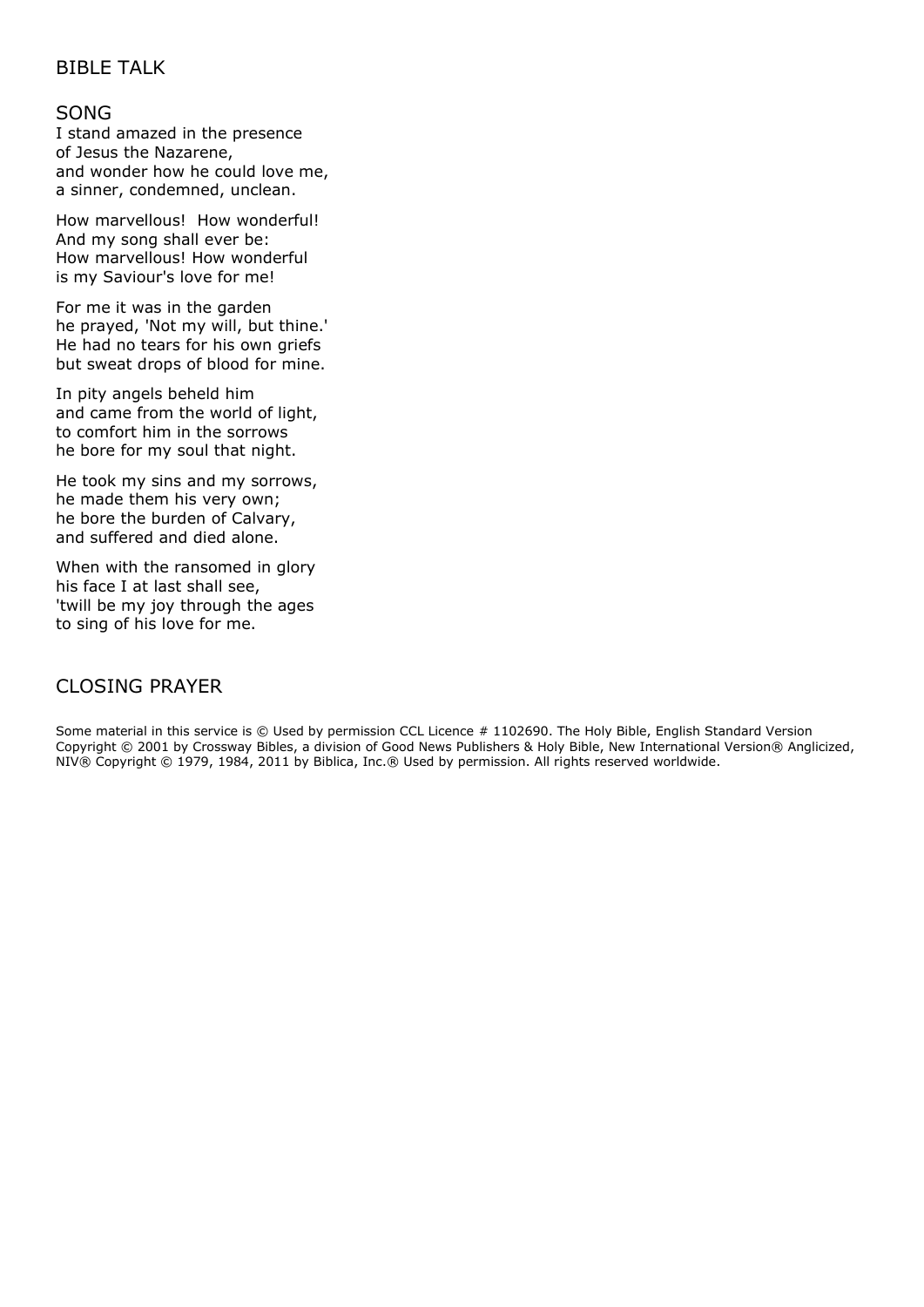## BIBLE TALK

## SONG

I stand amazed in the presence
of Jesus the Nazarene,
and wonder how he could love me,
a sinner, condemned, unclean.

How marvellous! How wonderful!
And my song shall ever be:
How marvellous! How wonderful
is my Saviour's love for me!

For me it was in the garden
he prayed, 'Not my will, but thine.'
He had no tears for his own griefs
but sweat drops of blood for mine.

In pity angels beheld him
and came from the world of light,
to comfort him in the sorrows
he bore for my soul that night.

He took my sins and my sorrows,
he made them his very own;
he bore the burden of Calvary,
and suffered and died alone.

When with the ransomed in glory
his face I at last shall see,
'twill be my joy through the ages
to sing of his love for me.

## CLOSING PRAYER

Some material in this service is © Used by permission CCL Licence # 1102690. The Holy Bible, English Standard Version Copyright © 2001 by Crossway Bibles, a division of Good News Publishers & Holy Bible, New International Version® Anglicized, NIV® Copyright © 1979, 1984, 2011 by Biblica, Inc.® Used by permission. All rights reserved worldwide.